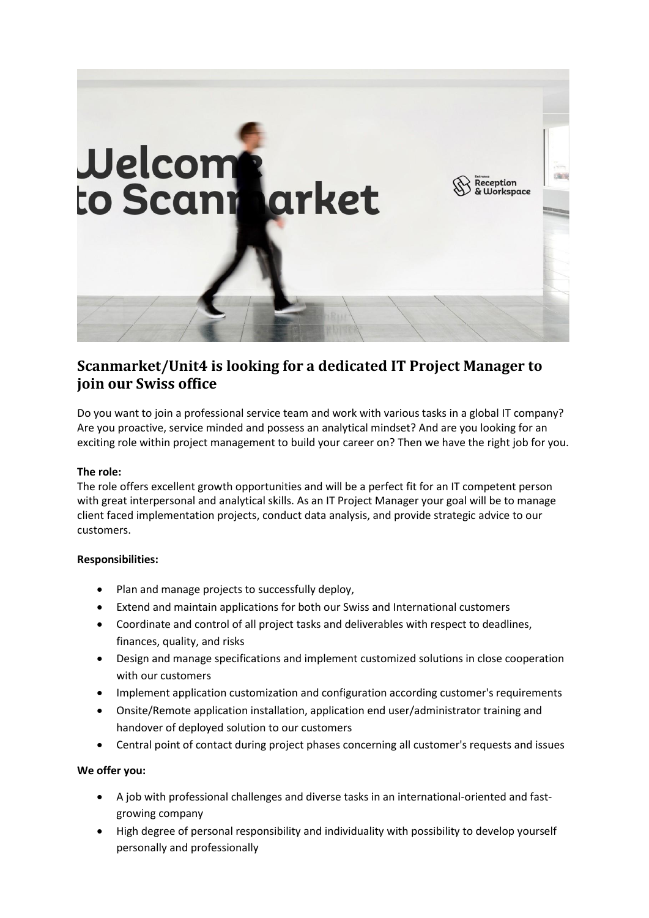## Scanmarket/Unit4 is looking for a dedicated IT Project Manager to join our Swiss office

Do you want to join a professional service team and work with various tasks in a global IT company? Are you proactive, service minded and possess an analytical mindset? And are you looking for an exciting role within project management to build your career on? Then we have the right job for you.

**The role:**
The role offers excellent growth opportunities and will be a perfect fit for an IT competent person with great interpersonal and analytical skills. As an IT Project Manager your goal will be to manage client faced implementation projects, conduct data analysis, and provide strategic advice to our customers.

**Responsibilities:**

- Plan and manage projects to successfully deploy,
- Extend and maintain applications for both our Swiss and International customers
- Coordinate and control of all project tasks and deliverables with respect to deadlines, finances, quality, and risks
- Design and manage specifications and implement customized solutions in close cooperation with our customers
- Implement application customization and configuration according customer's requirements
- Onsite/Remote application installation, application end user/administrator training and handover of deployed solution to our customers
- Central point of contact during project phases concerning all customer's requests and issues

**We offer you:**

- A job with professional challenges and diverse tasks in an international-oriented and fast-growing company
- High degree of personal responsibility and individuality with possibility to develop yourself personally and professionally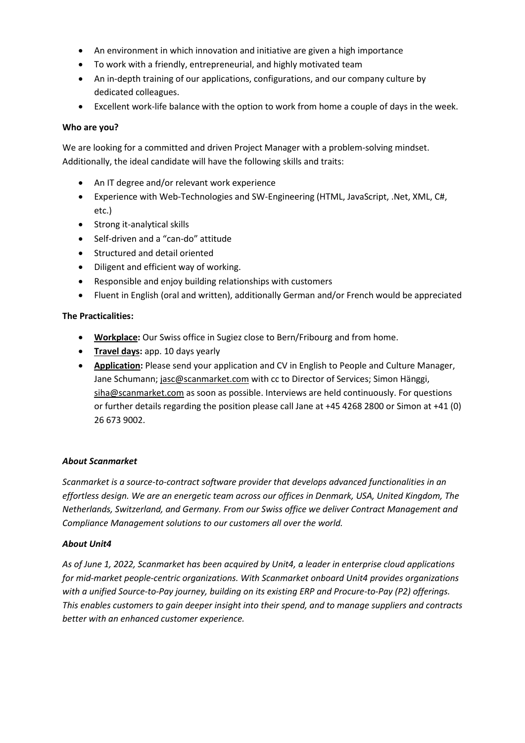- An environment in which innovation and initiative are given a high importance
- To work with a friendly, entrepreneurial, and highly motivated team
- An in-depth training of our applications, configurations, and our company culture by dedicated colleagues.
- Excellent work-life balance with the option to work from home a couple of days in the week.

**Who are you?**

We are looking for a committed and driven Project Manager with a problem-solving mindset. Additionally, the ideal candidate will have the following skills and traits:

- An IT degree and/or relevant work experience
- Experience with Web-Technologies and SW-Engineering (HTML, JavaScript, .Net, XML, C#, etc.)
- Strong it-analytical skills
- Self-driven and a "can-do" attitude
- Structured and detail oriented
- Diligent and efficient way of working.
- Responsible and enjoy building relationships with customers
- Fluent in English (oral and written), additionally German and/or French would be appreciated

**The Practicalities:**

- **Workplace:** Our Swiss office in Sugiez close to Bern/Fribourg and from home.
- **Travel days:** app. 10 days yearly
- **Application:** Please send your application and CV in English to People and Culture Manager, Jane Schumann; jasc@scanmarket.com with cc to Director of Services; Simon Hänggi, siha@scanmarket.com as soon as possible. Interviews are held continuously. For questions or further details regarding the position please call Jane at +45 4268 2800 or Simon at +41 (0) 26 673 9002.

***About Scanmarket***

*Scanmarket is a source-to-contract software provider that develops advanced functionalities in an effortless design. We are an energetic team across our offices in Denmark, USA, United Kingdom, The Netherlands, Switzerland, and Germany. From our Swiss office we deliver Contract Management and Compliance Management solutions to our customers all over the world.*

***About Unit4***

*As of June 1, 2022, Scanmarket has been acquired by Unit4, a leader in enterprise cloud applications for mid-market people-centric organizations. With Scanmarket onboard Unit4 provides organizations with a unified Source-to-Pay journey, building on its existing ERP and Procure-to-Pay (P2) offerings. This enables customers to gain deeper insight into their spend, and to manage suppliers and contracts better with an enhanced customer experience.*